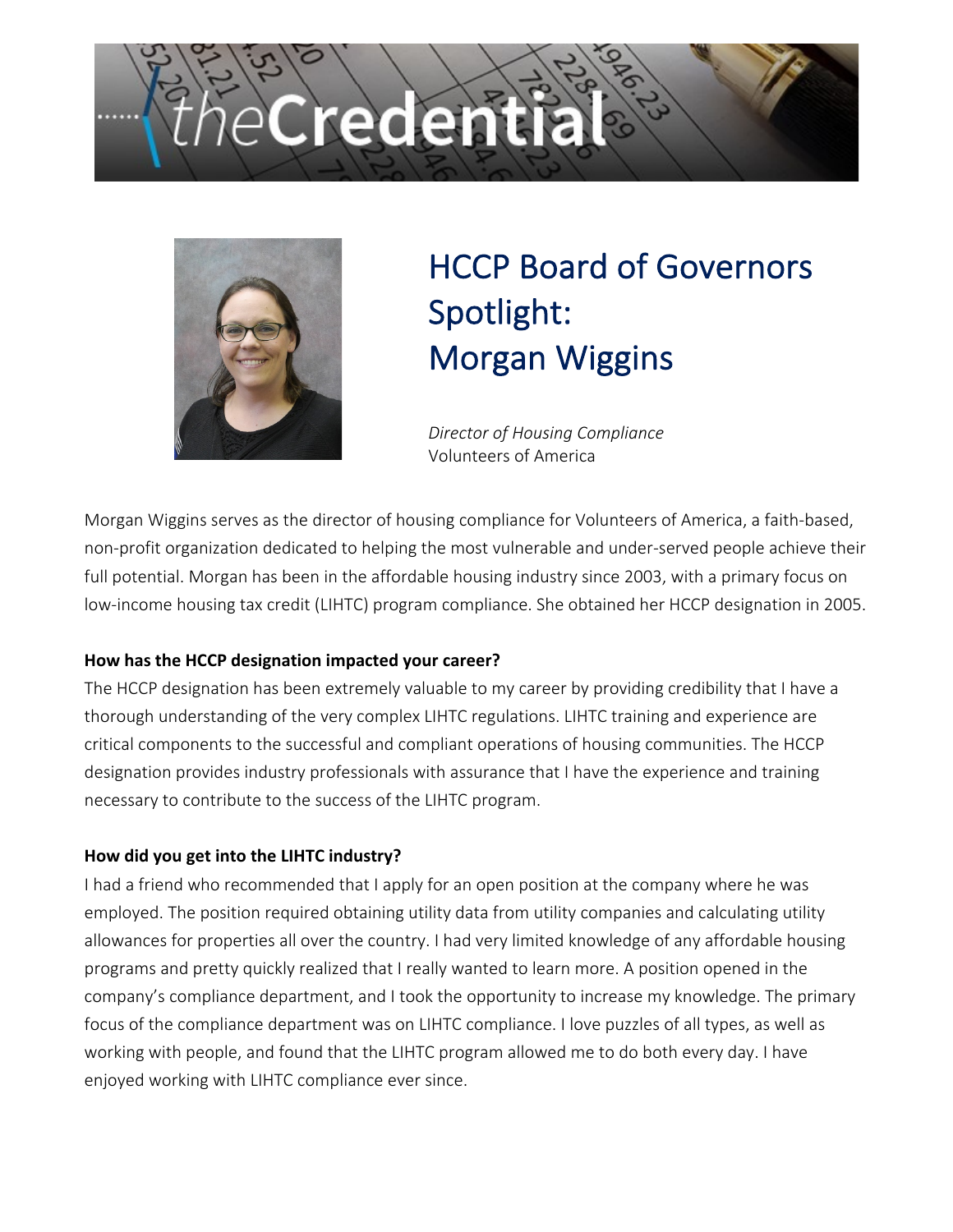# theCredential

## HCCP Board of Governors Spotlight: Morgan Wiggins

*Director of Housing Compliance*
Volunteers of America

Morgan Wiggins serves as the director of housing compliance for Volunteers of America, a faith-based, non-profit organization dedicated to helping the most vulnerable and under-served people achieve their full potential. Morgan has been in the affordable housing industry since 2003, with a primary focus on low-income housing tax credit (LIHTC) program compliance. She obtained her HCCP designation in 2005.

**How has the HCCP designation impacted your career?**

The HCCP designation has been extremely valuable to my career by providing credibility that I have a thorough understanding of the very complex LIHTC regulations. LIHTC training and experience are critical components to the successful and compliant operations of housing communities. The HCCP designation provides industry professionals with assurance that I have the experience and training necessary to contribute to the success of the LIHTC program.

**How did you get into the LIHTC industry?**

I had a friend who recommended that I apply for an open position at the company where he was employed. The position required obtaining utility data from utility companies and calculating utility allowances for properties all over the country. I had very limited knowledge of any affordable housing programs and pretty quickly realized that I really wanted to learn more. A position opened in the company's compliance department, and I took the opportunity to increase my knowledge. The primary focus of the compliance department was on LIHTC compliance. I love puzzles of all types, as well as working with people, and found that the LIHTC program allowed me to do both every day. I have enjoyed working with LIHTC compliance ever since.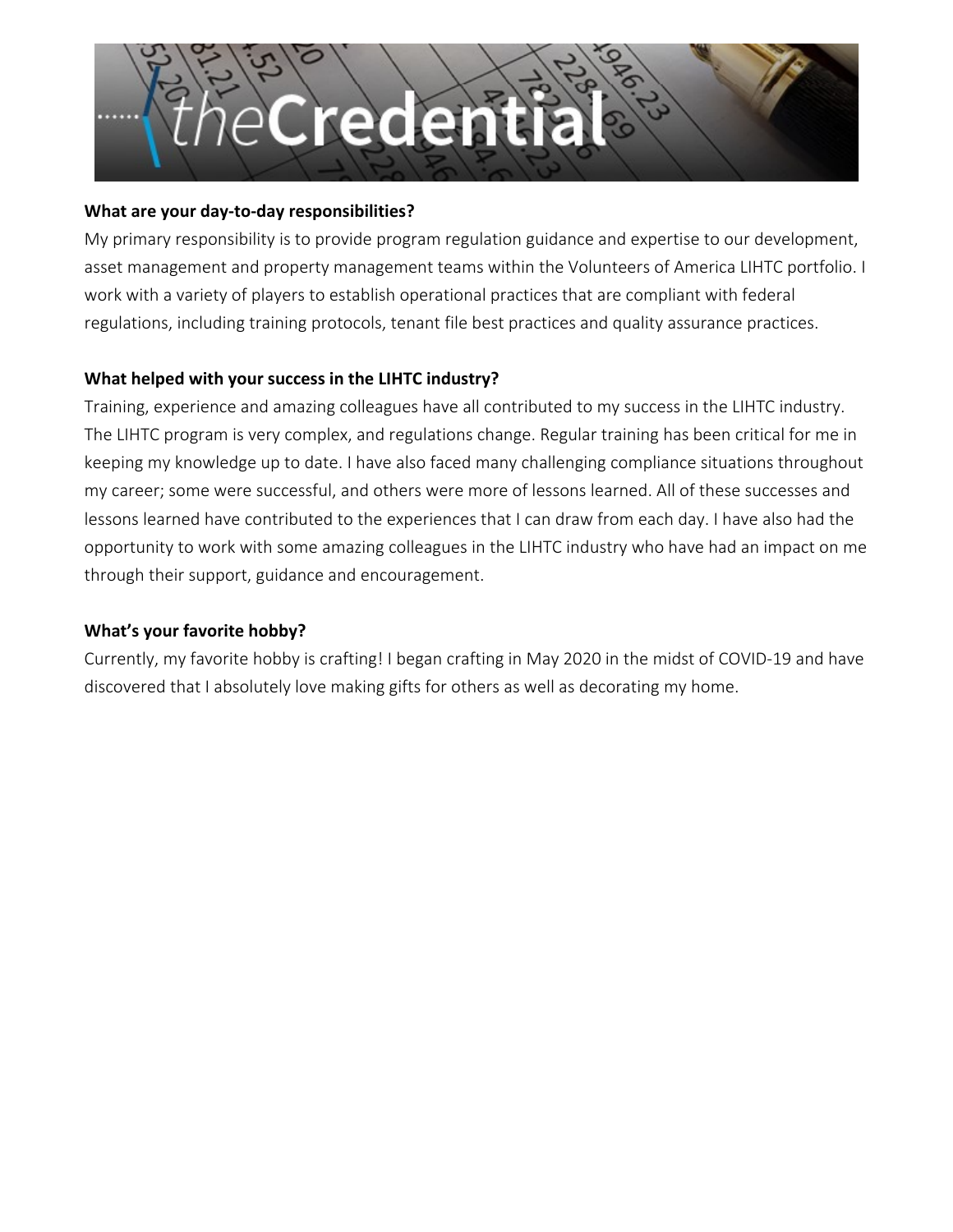What are your day-to-day responsibilities?

My primary responsibility is to provide program regulation guidance and expertise to our development, asset management and property management teams within the Volunteers of America LIHTC portfolio. I work with a variety of players to establish operational practices that are compliant with federal regulations, including training protocols, tenant file best practices and quality assurance practices.

**What helped with your success in the LIHTC industry?**

Training, experience and amazing colleagues have all contributed to my success in the LIHTC industry. The LIHTC program is very complex, and regulations change. Regular training has been critical for me in keeping my knowledge up to date. I have also faced many challenging compliance situations throughout my career; some were successful, and others were more of lessons learned. All of these successes and lessons learned have contributed to the experiences that I can draw from each day. I have also had the opportunity to work with some amazing colleagues in the LIHTC industry who have had an impact on me through their support, guidance and encouragement.

**What's your favorite hobby?**

Currently, my favorite hobby is crafting! I began crafting in May 2020 in the midst of COVID-19 and have discovered that I absolutely love making gifts for others as well as decorating my home.